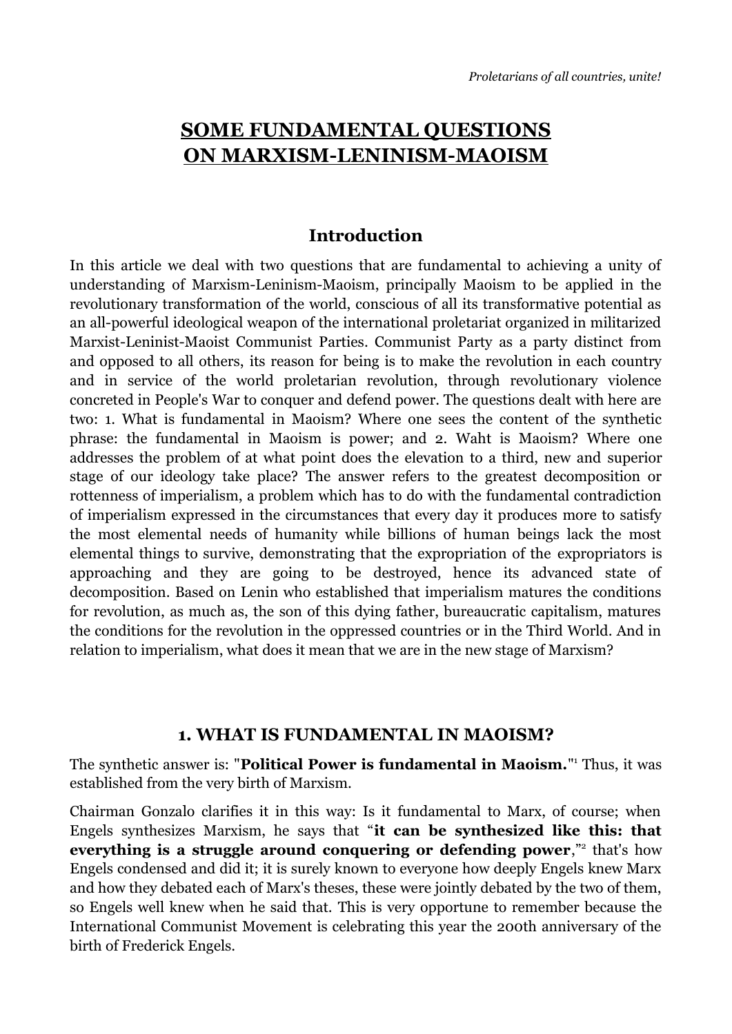*Proletarians of all countries, unite!*

# SOME FUNDAMENTAL QUESTIONS ON MARXISM-LENINISM-MAOISM

## Introduction

In this article we deal with two questions that are fundamental to achieving a unity of understanding of Marxism-Leninism-Maoism, principally Maoism to be applied in the revolutionary transformation of the world, conscious of all its transformative potential as an all-powerful ideological weapon of the international proletariat organized in militarized Marxist-Leninist-Maoist Communist Parties. Communist Party as a party distinct from and opposed to all others, its reason for being is to make the revolution in each country and in service of the world proletarian revolution, through revolutionary violence concreted in People's War to conquer and defend power. The questions dealt with here are two: 1. What is fundamental in Maoism? Where one sees the content of the synthetic phrase: the fundamental in Maoism is power; and 2. Waht is Maoism? Where one addresses the problem of at what point does the elevation to a third, new and superior stage of our ideology take place? The answer refers to the greatest decomposition or rottenness of imperialism, a problem which has to do with the fundamental contradiction of imperialism expressed in the circumstances that every day it produces more to satisfy the most elemental needs of humanity while billions of human beings lack the most elemental things to survive, demonstrating that the expropriation of the expropriators is approaching and they are going to be destroyed, hence its advanced state of decomposition. Based on Lenin who established that imperialism matures the conditions for revolution, as much as, the son of this dying father, bureaucratic capitalism, matures the conditions for the revolution in the oppressed countries or in the Third World. And in relation to imperialism, what does it mean that we are in the new stage of Marxism?

## 1. WHAT IS FUNDAMENTAL IN MAOISM?

The synthetic answer is: "**Political Power is fundamental in Maoism.**"[1] Thus, it was established from the very birth of Marxism.

Chairman Gonzalo clarifies it in this way: Is it fundamental to Marx, of course; when Engels synthesizes Marxism, he says that "**it can be synthesized like this: that everything is a struggle around conquering or defending power**,"[2] that's how Engels condensed and did it; it is surely known to everyone how deeply Engels knew Marx and how they debated each of Marx's theses, these were jointly debated by the two of them, so Engels well knew when he said that. This is very opportune to remember because the International Communist Movement is celebrating this year the 200th anniversary of the birth of Frederick Engels.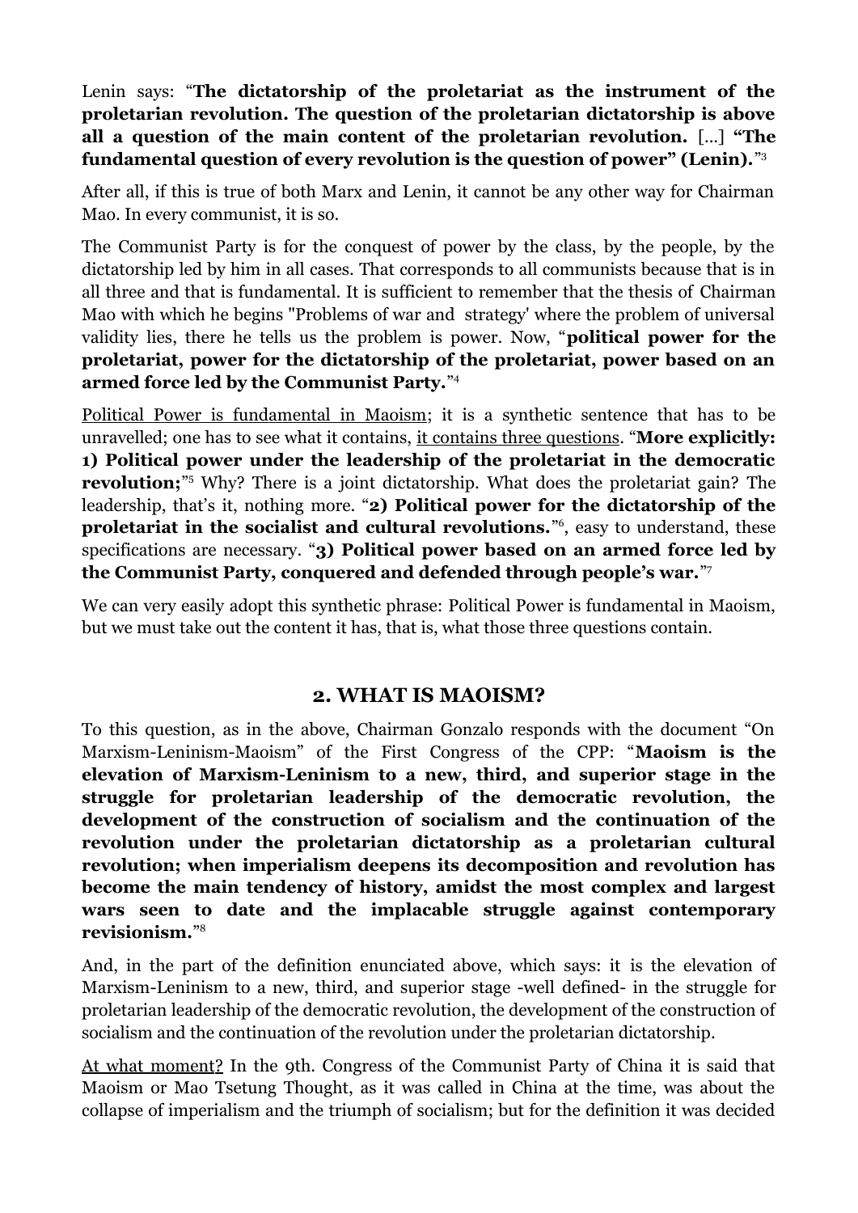Lenin says: "**The dictatorship of the proletariat as the instrument of the proletarian revolution. The question of the proletarian dictatorship is above all a question of the main content of the proletarian revolution.** [...] **"The fundamental question of every revolution is the question of power" (Lenin).**"[3]

After all, if this is true of both Marx and Lenin, it cannot be any other way for Chairman Mao. In every communist, it is so.

The Communist Party is for the conquest of power by the class, by the people, by the dictatorship led by him in all cases. That corresponds to all communists because that is in all three and that is fundamental. It is sufficient to remember that the thesis of Chairman Mao with which he begins "Problems of war and strategy' where the problem of universal validity lies, there he tells us the problem is power. Now, "**political power for the proletariat, power for the dictatorship of the proletariat, power based on an armed force led by the Communist Party.**"[4]

Political Power is fundamental in Maoism; it is a synthetic sentence that has to be unravelled; one has to see what it contains, it contains three questions. "**More explicitly: 1) Political power under the leadership of the proletariat in the democratic revolution;**"[5] Why? There is a joint dictatorship. What does the proletariat gain? The leadership, that's it, nothing more. "**2) Political power for the dictatorship of the proletariat in the socialist and cultural revolutions.**"[6], easy to understand, these specifications are necessary. "**3) Political power based on an armed force led by the Communist Party, conquered and defended through people's war.**"[7]

We can very easily adopt this synthetic phrase: Political Power is fundamental in Maoism, but we must take out the content it has, that is, what those three questions contain.

## 2. WHAT IS MAOISM?

To this question, as in the above, Chairman Gonzalo responds with the document "On Marxism-Leninism-Maoism" of the First Congress of the CPP: "**Maoism is the elevation of Marxism-Leninism to a new, third, and superior stage in the struggle for proletarian leadership of the democratic revolution, the development of the construction of socialism and the continuation of the revolution under the proletarian dictatorship as a proletarian cultural revolution; when imperialism deepens its decomposition and revolution has become the main tendency of history, amidst the most complex and largest wars seen to date and the implacable struggle against contemporary revisionism.**"[8]

And, in the part of the definition enunciated above, which says: it is the elevation of Marxism-Leninism to a new, third, and superior stage -well defined- in the struggle for proletarian leadership of the democratic revolution, the development of the construction of socialism and the continuation of the revolution under the proletarian dictatorship.

At what moment? In the 9th. Congress of the Communist Party of China it is said that Maoism or Mao Tsetung Thought, as it was called in China at the time, was about the collapse of imperialism and the triumph of socialism; but for the definition it was decided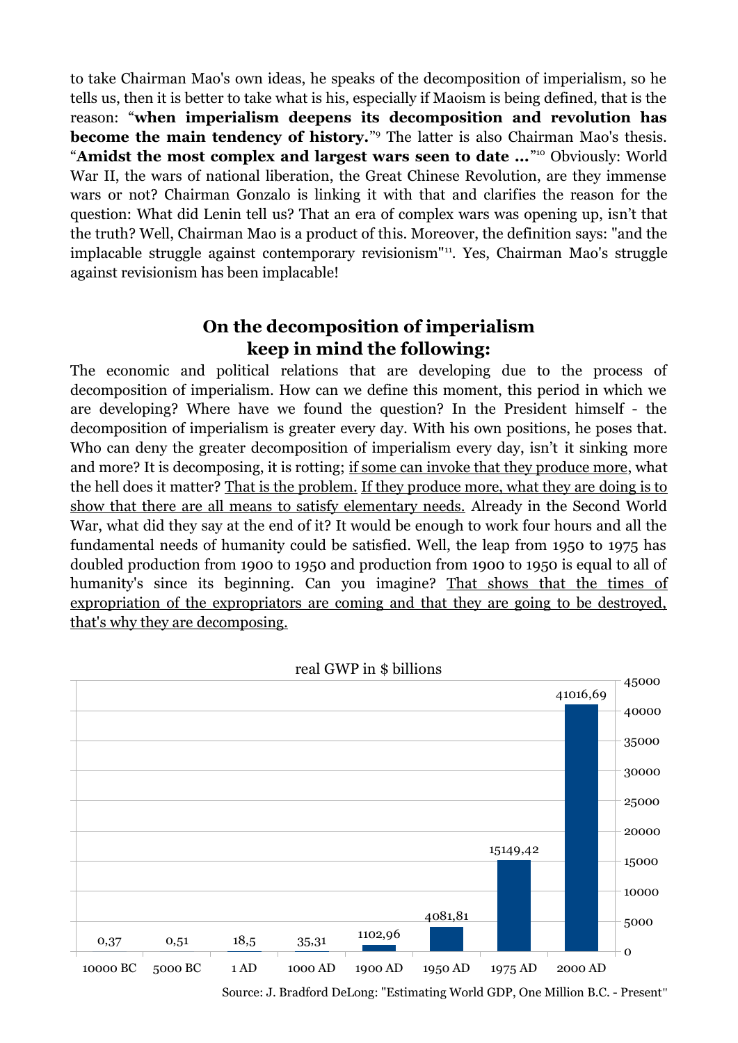to take Chairman Mao's own ideas, he speaks of the decomposition of imperialism, so he tells us, then it is better to take what is his, especially if Maoism is being defined, that is the reason: "**when imperialism deepens its decomposition and revolution has become the main tendency of history.**"[9] The latter is also Chairman Mao's thesis. "**Amidst the most complex and largest wars seen to date ...**"[10] Obviously: World War II, the wars of national liberation, the Great Chinese Revolution, are they immense wars or not? Chairman Gonzalo is linking it with that and clarifies the reason for the question: What did Lenin tell us? That an era of complex wars was opening up, isn't that the truth? Well, Chairman Mao is a product of this. Moreover, the definition says: "and the implacable struggle against contemporary revisionism"[11]. Yes, Chairman Mao's struggle against revisionism has been implacable!

## On the decomposition of imperialism keep in mind the following:

The economic and political relations that are developing due to the process of decomposition of imperialism. How can we define this moment, this period in which we are developing? Where have we found the question? In the President himself - the decomposition of imperialism is greater every day. With his own positions, he poses that. Who can deny the greater decomposition of imperialism every day, isn't it sinking more and more? It is decomposing, it is rotting; <u>if some can invoke that they produce more</u>, what the hell does it matter? <u>That is the problem.</u> <u>If they produce more, what they are doing is to show that there are all means to satisfy elementary needs.</u> Already in the Second World War, what did they say at the end of it? It would be enough to work four hours and all the fundamental needs of humanity could be satisfied. Well, the leap from 1950 to 1975 has doubled production from 1900 to 1950 and production from 1900 to 1950 is equal to all of humanity's since its beginning. Can you imagine? <u>That shows that the times of expropriation of the expropriators are coming and that they are going to be destroyed, that's why they are decomposing.</u>

real GWP in $ billions

45000
40000
35000
30000
25000
20000
15000
10000
5000
0

0,37
0,51
18,5
35,31
1102,96
4081,81
15149,42
41016,69

10000 BC
5000 BC
1 AD
1000 AD
1900 AD
1950 AD
1975 AD
2000 AD

Source: J. Bradford DeLong: "Estimating World GDP, One Million B.C. - Present"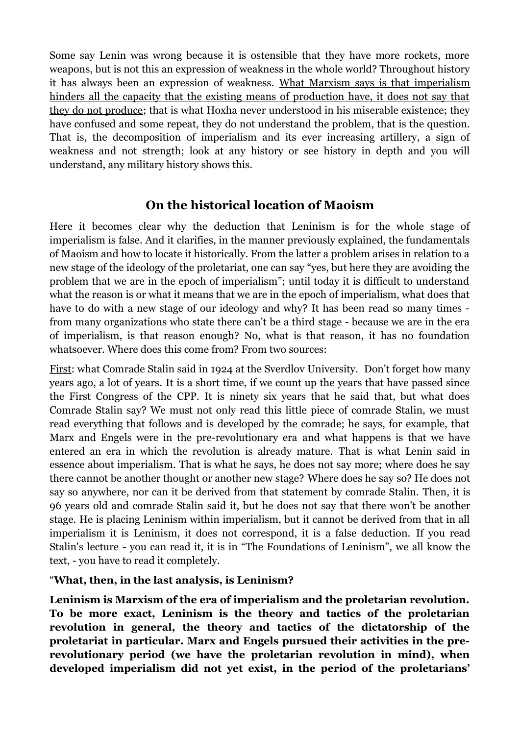Some say Lenin was wrong because it is ostensible that they have more rockets, more weapons, but is not this an expression of weakness in the whole world? Throughout history it has always been an expression of weakness. <u>What Marxism says is that imperialism hinders all the capacity that the existing means of production have, it does not say that they do not produce</u>; that is what Hoxha never understood in his miserable existence; they have confused and some repeat, they do not understand the problem, that is the question. That is, the decomposition of imperialism and its ever increasing artillery, a sign of weakness and not strength; look at any history or see history in depth and you will understand, any military history shows this.

## On the historical location of Maoism

Here it becomes clear why the deduction that Leninism is for the whole stage of imperialism is false. And it clarifies, in the manner previously explained, the fundamentals of Maoism and how to locate it historically. From the latter a problem arises in relation to a new stage of the ideology of the proletariat, one can say "yes, but here they are avoiding the problem that we are in the epoch of imperialism"; until today it is difficult to understand what the reason is or what it means that we are in the epoch of imperialism, what does that have to do with a new stage of our ideology and why? It has been read so many times - from many organizations who state there can't be a third stage - because we are in the era of imperialism, is that reason enough? No, what is that reason, it has no foundation whatsoever. Where does this come from? From two sources:

<u>First</u>: what Comrade Stalin said in 1924 at the Sverdlov University. Don't forget how many years ago, a lot of years. It is a short time, if we count up the years that have passed since the First Congress of the CPP. It is ninety six years that he said that, but what does Comrade Stalin say? We must not only read this little piece of comrade Stalin, we must read everything that follows and is developed by the comrade; he says, for example, that Marx and Engels were in the pre-revolutionary era and what happens is that we have entered an era in which the revolution is already mature. That is what Lenin said in essence about imperialism. That is what he says, he does not say more; where does he say there cannot be another thought or another new stage? Where does he say so? He does not say so anywhere, nor can it be derived from that statement by comrade Stalin. Then, it is 96 years old and comrade Stalin said it, but he does not say that there won't be another stage. He is placing Leninism within imperialism, but it cannot be derived from that in all imperialism it is Leninism, it does not correspond, it is a false deduction. If you read Stalin's lecture - you can read it, it is in "The Foundations of Leninism", we all know the text, - you have to read it completely.

"**What, then, in the last analysis, is Leninism?**

**Leninism is Marxism of the era of imperialism and the proletarian revolution. To be more exact, Leninism is the theory and tactics of the proletarian revolution in general, the theory and tactics of the dictatorship of the proletariat in particular. Marx and Engels pursued their activities in the pre-revolutionary period (we have the proletarian revolution in mind), when developed imperialism did not yet exist, in the period of the proletarians'**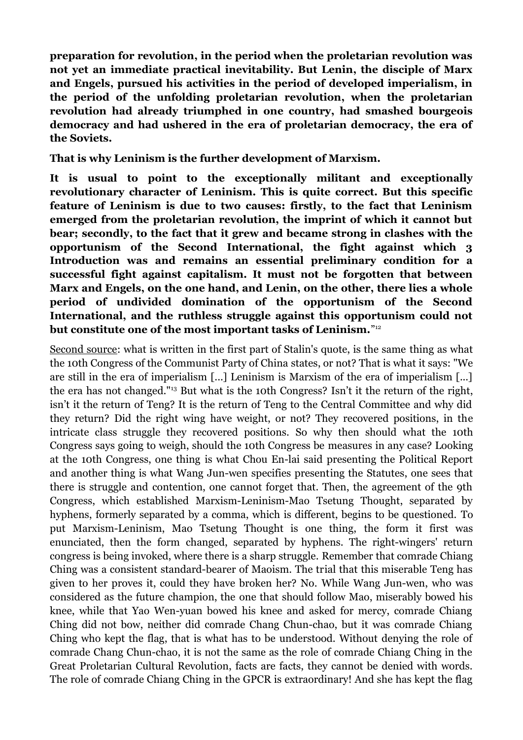**preparation for revolution, in the period when the proletarian revolution was not yet an immediate practical inevitability. But Lenin, the disciple of Marx and Engels, pursued his activities in the period of developed imperialism, in the period of the unfolding proletarian revolution, when the proletarian revolution had already triumphed in one country, had smashed bourgeois democracy and had ushered in the era of proletarian democracy, the era of the Soviets.**

**That is why Leninism is the further development of Marxism.**

**It is usual to point to the exceptionally militant and exceptionally revolutionary character of Leninism. This is quite correct. But this specific feature of Leninism is due to two causes: firstly, to the fact that Leninism emerged from the proletarian revolution, the imprint of which it cannot but bear; secondly, to the fact that it grew and became strong in clashes with the opportunism of the Second International, the fight against which 3 Introduction was and remains an essential preliminary condition for a successful fight against capitalism. It must not be forgotten that between Marx and Engels, on the one hand, and Lenin, on the other, there lies a whole period of undivided domination of the opportunism of the Second International, and the ruthless struggle against this opportunism could not but constitute one of the most important tasks of Leninism.**"[12]

<u>Second source</u>: what is written in the first part of Stalin's quote, is the same thing as what the 10th Congress of the Communist Party of China states, or not? That is what it says: "We are still in the era of imperialism [...] Leninism is Marxism of the era of imperialism [...] the era has not changed."[13] But what is the 10th Congress? Isn't it the return of the right, isn't it the return of Teng? It is the return of Teng to the Central Committee and why did they return? Did the right wing have weight, or not? They recovered positions, in the intricate class struggle they recovered positions. So why then should what the 10th Congress says going to weigh, should the 10th Congress be measures in any case? Looking at the 10th Congress, one thing is what Chou En-lai said presenting the Political Report and another thing is what Wang Jun-wen specifies presenting the Statutes, one sees that there is struggle and contention, one cannot forget that. Then, the agreement of the 9th Congress, which established Marxism-Leninism-Mao Tsetung Thought, separated by hyphens, formerly separated by a comma, which is different, begins to be questioned. To put Marxism-Leninism, Mao Tsetung Thought is one thing, the form it first was enunciated, then the form changed, separated by hyphens. The right-wingers' return congress is being invoked, where there is a sharp struggle. Remember that comrade Chiang Ching was a consistent standard-bearer of Maoism. The trial that this miserable Teng has given to her proves it, could they have broken her? No. While Wang Jun-wen, who was considered as the future champion, the one that should follow Mao, miserably bowed his knee, while that Yao Wen-yuan bowed his knee and asked for mercy, comrade Chiang Ching did not bow, neither did comrade Chang Chun-chao, but it was comrade Chiang Ching who kept the flag, that is what has to be understood. Without denying the role of comrade Chang Chun-chao, it is not the same as the role of comrade Chiang Ching in the Great Proletarian Cultural Revolution, facts are facts, they cannot be denied with words. The role of comrade Chiang Ching in the GPCR is extraordinary! And she has kept the flag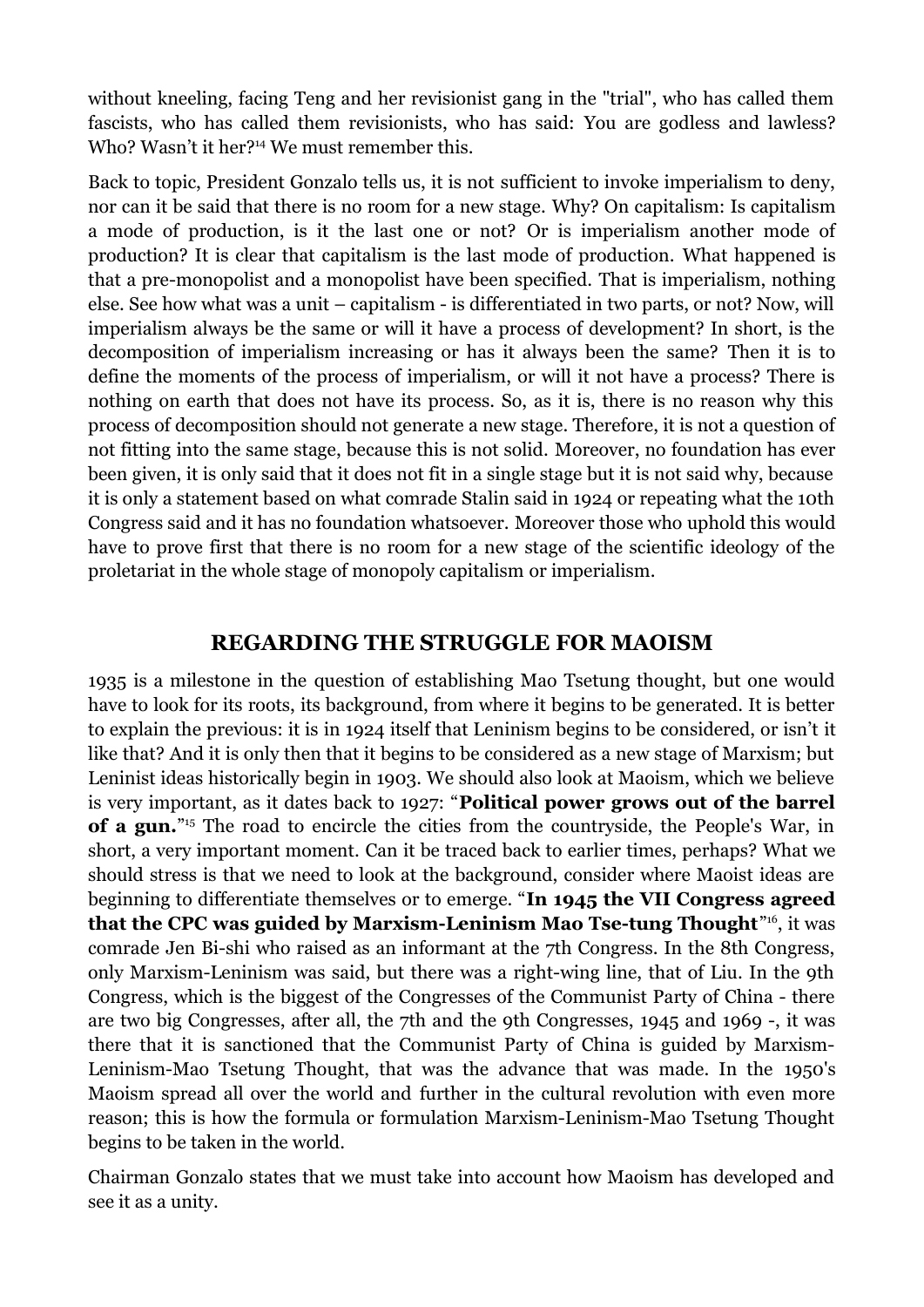without kneeling, facing Teng and her revisionist gang in the "trial", who has called them fascists, who has called them revisionists, who has said: You are godless and lawless? Who? Wasn't it her?[14] We must remember this.

Back to topic, President Gonzalo tells us, it is not sufficient to invoke imperialism to deny, nor can it be said that there is no room for a new stage. Why? On capitalism: Is capitalism a mode of production, is it the last one or not? Or is imperialism another mode of production? It is clear that capitalism is the last mode of production. What happened is that a pre-monopolist and a monopolist have been specified. That is imperialism, nothing else. See how what was a unit – capitalism - is differentiated in two parts, or not? Now, will imperialism always be the same or will it have a process of development? In short, is the decomposition of imperialism increasing or has it always been the same? Then it is to define the moments of the process of imperialism, or will it not have a process? There is nothing on earth that does not have its process. So, as it is, there is no reason why this process of decomposition should not generate a new stage. Therefore, it is not a question of not fitting into the same stage, because this is not solid. Moreover, no foundation has ever been given, it is only said that it does not fit in a single stage but it is not said why, because it is only a statement based on what comrade Stalin said in 1924 or repeating what the 10th Congress said and it has no foundation whatsoever. Moreover those who uphold this would have to prove first that there is no room for a new stage of the scientific ideology of the proletariat in the whole stage of monopoly capitalism or imperialism.

## REGARDING THE STRUGGLE FOR MAOISM

1935 is a milestone in the question of establishing Mao Tsetung thought, but one would have to look for its roots, its background, from where it begins to be generated. It is better to explain the previous: it is in 1924 itself that Leninism begins to be considered, or isn't it like that? And it is only then that it begins to be considered as a new stage of Marxism; but Leninist ideas historically begin in 1903. We should also look at Maoism, which we believe is very important, as it dates back to 1927: "**Political power grows out of the barrel of a gun.**"[15] The road to encircle the cities from the countryside, the People's War, in short, a very important moment. Can it be traced back to earlier times, perhaps? What we should stress is that we need to look at the background, consider where Maoist ideas are beginning to differentiate themselves or to emerge. "**In 1945 the VII Congress agreed that the CPC was guided by Marxism-Leninism Mao Tse-tung Thought**"[16], it was comrade Jen Bi-shi who raised as an informant at the 7th Congress. In the 8th Congress, only Marxism-Leninism was said, but there was a right-wing line, that of Liu. In the 9th Congress, which is the biggest of the Congresses of the Communist Party of China - there are two big Congresses, after all, the 7th and the 9th Congresses, 1945 and 1969 -, it was there that it is sanctioned that the Communist Party of China is guided by Marxism-Leninism-Mao Tsetung Thought, that was the advance that was made. In the 1950's Maoism spread all over the world and further in the cultural revolution with even more reason; this is how the formula or formulation Marxism-Leninism-Mao Tsetung Thought begins to be taken in the world.

Chairman Gonzalo states that we must take into account how Maoism has developed and see it as a unity.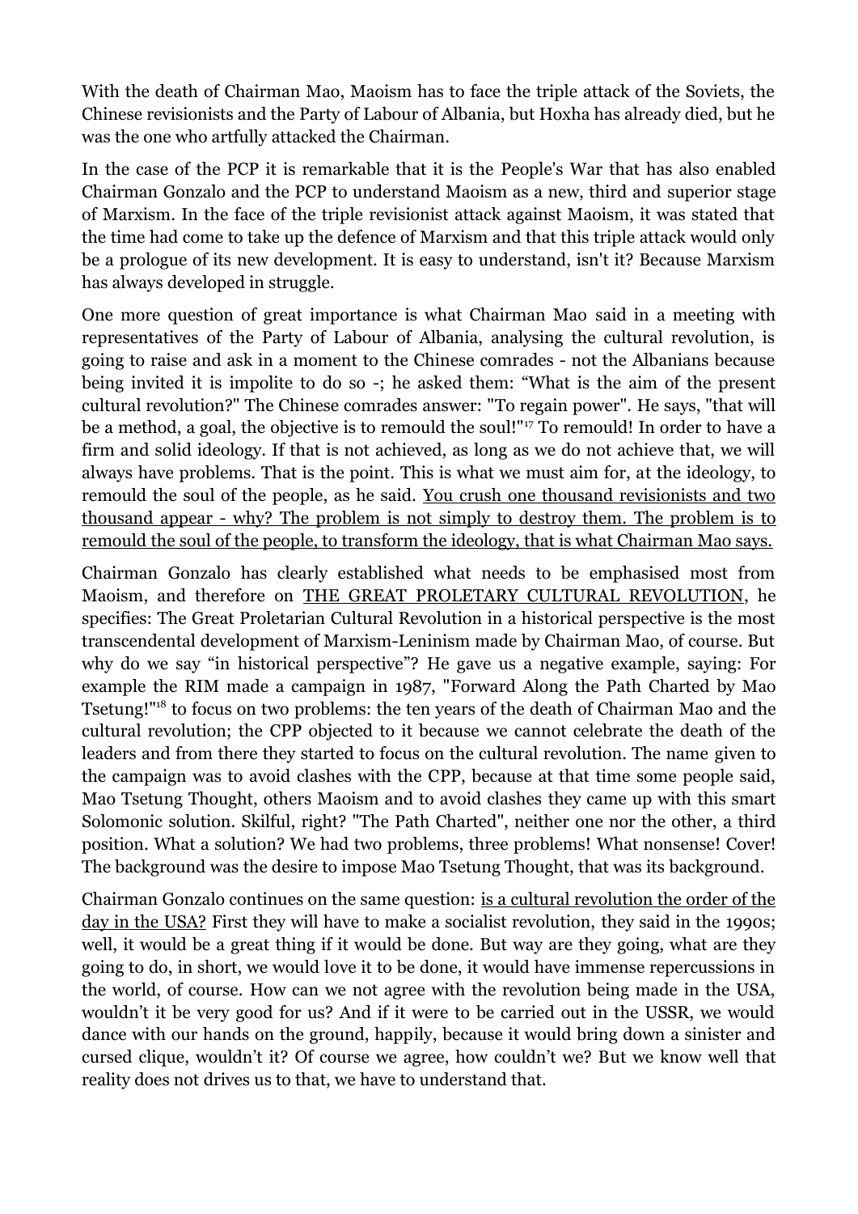With the death of Chairman Mao, Maoism has to face the triple attack of the Soviets, the Chinese revisionists and the Party of Labour of Albania, but Hoxha has already died, but he was the one who artfully attacked the Chairman.

In the case of the PCP it is remarkable that it is the People's War that has also enabled Chairman Gonzalo and the PCP to understand Maoism as a new, third and superior stage of Marxism. In the face of the triple revisionist attack against Maoism, it was stated that the time had come to take up the defence of Marxism and that this triple attack would only be a prologue of its new development. It is easy to understand, isn't it? Because Marxism has always developed in struggle.

One more question of great importance is what Chairman Mao said in a meeting with representatives of the Party of Labour of Albania, analysing the cultural revolution, is going to raise and ask in a moment to the Chinese comrades - not the Albanians because being invited it is impolite to do so -; he asked them: "What is the aim of the present cultural revolution?" The Chinese comrades answer: "To regain power". He says, "that will be a method, a goal, the objective is to remould the soul!"[17] To remould! In order to have a firm and solid ideology. If that is not achieved, as long as we do not achieve that, we will always have problems. That is the point. This is what we must aim for, at the ideology, to remould the soul of the people, as he said. <u>You crush one thousand revisionists and two thousand appear - why? The problem is not simply to destroy them. The problem is to remould the soul of the people, to transform the ideology, that is what Chairman Mao says.</u>

Chairman Gonzalo has clearly established what needs to be emphasised most from Maoism, and therefore on <u>THE GREAT PROLETARY CULTURAL REVOLUTION</u>, he specifies: The Great Proletarian Cultural Revolution in a historical perspective is the most transcendental development of Marxism-Leninism made by Chairman Mao, of course. But why do we say "in historical perspective"? He gave us a negative example, saying: For example the RIM made a campaign in 1987, "Forward Along the Path Charted by Mao Tsetung!"[18] to focus on two problems: the ten years of the death of Chairman Mao and the cultural revolution; the CPP objected to it because we cannot celebrate the death of the leaders and from there they started to focus on the cultural revolution. The name given to the campaign was to avoid clashes with the CPP, because at that time some people said, Mao Tsetung Thought, others Maoism and to avoid clashes they came up with this smart Solomonic solution. Skilful, right? "The Path Charted", neither one nor the other, a third position. What a solution? We had two problems, three problems! What nonsense! Cover! The background was the desire to impose Mao Tsetung Thought, that was its background.

Chairman Gonzalo continues on the same question: <u>is a cultural revolution the order of the day in the USA?</u> First they will have to make a socialist revolution, they said in the 1990s; well, it would be a great thing if it would be done. But way are they going, what are they going to do, in short, we would love it to be done, it would have immense repercussions in the world, of course. How can we not agree with the revolution being made in the USA, wouldn't it be very good for us? And if it were to be carried out in the USSR, we would dance with our hands on the ground, happily, because it would bring down a sinister and cursed clique, wouldn't it? Of course we agree, how couldn't we? But we know well that reality does not drives us to that, we have to understand that.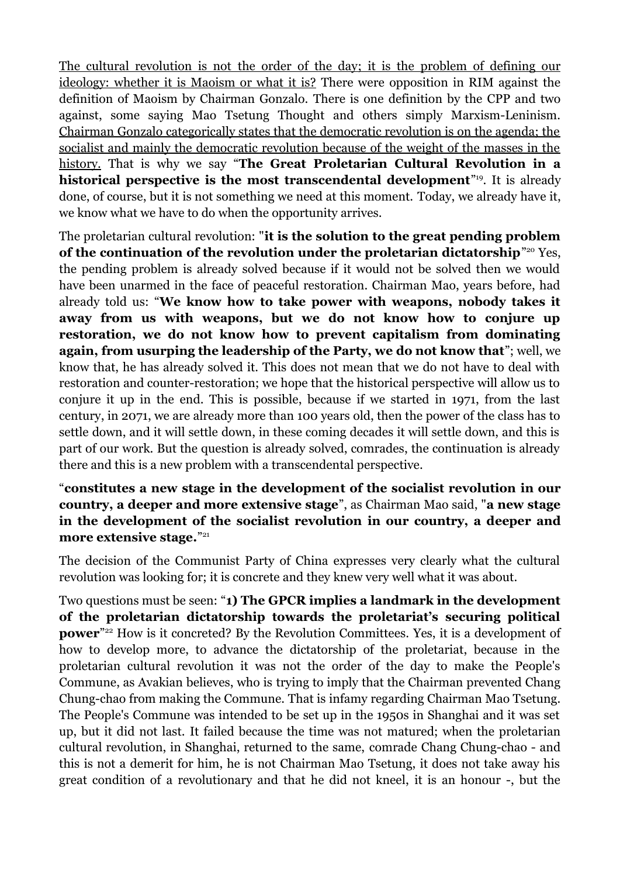The cultural revolution is not the order of the day; it is the problem of defining our ideology: whether it is Maoism or what it is? There were opposition in RIM against the definition of Maoism by Chairman Gonzalo. There is one definition by the CPP and two against, some saying Mao Tsetung Thought and others simply Marxism-Leninism. Chairman Gonzalo categorically states that the democratic revolution is on the agenda; the socialist and mainly the democratic revolution because of the weight of the masses in the history. That is why we say "**The Great Proletarian Cultural Revolution in a historical perspective is the most transcendental development**"[19]. It is already done, of course, but it is not something we need at this moment. Today, we already have it, we know what we have to do when the opportunity arrives.

The proletarian cultural revolution: "**it is the solution to the great pending problem of the continuation of the revolution under the proletarian dictatorship**"[20] Yes, the pending problem is already solved because if it would not be solved then we would have been unarmed in the face of peaceful restoration. Chairman Mao, years before, had already told us: "**We know how to take power with weapons, nobody takes it away from us with weapons, but we do not know how to conjure up restoration, we do not know how to prevent capitalism from dominating again, from usurping the leadership of the Party, we do not know that**"; well, we know that, he has already solved it. This does not mean that we do not have to deal with restoration and counter-restoration; we hope that the historical perspective will allow us to conjure it up in the end. This is possible, because if we started in 1971, from the last century, in 2071, we are already more than 100 years old, then the power of the class has to settle down, and it will settle down, in these coming decades it will settle down, and this is part of our work. But the question is already solved, comrades, the continuation is already there and this is a new problem with a transcendental perspective.

"**constitutes a new stage in the development of the socialist revolution in our country, a deeper and more extensive stage**", as Chairman Mao said, "**a new stage in the development of the socialist revolution in our country, a deeper and more extensive stage.**"[21]

The decision of the Communist Party of China expresses very clearly what the cultural revolution was looking for; it is concrete and they knew very well what it was about.

Two questions must be seen: "**1) The GPCR implies a landmark in the development of the proletarian dictatorship towards the proletariat's securing political power**"[22] How is it concreted? By the Revolution Committees. Yes, it is a development of how to develop more, to advance the dictatorship of the proletariat, because in the proletarian cultural revolution it was not the order of the day to make the People's Commune, as Avakian believes, who is trying to imply that the Chairman prevented Chang Chung-chao from making the Commune. That is infamy regarding Chairman Mao Tsetung. The People's Commune was intended to be set up in the 1950s in Shanghai and it was set up, but it did not last. It failed because the time was not matured; when the proletarian cultural revolution, in Shanghai, returned to the same, comrade Chang Chung-chao - and this is not a demerit for him, he is not Chairman Mao Tsetung, it does not take away his great condition of a revolutionary and that he did not kneel, it is an honour -, but the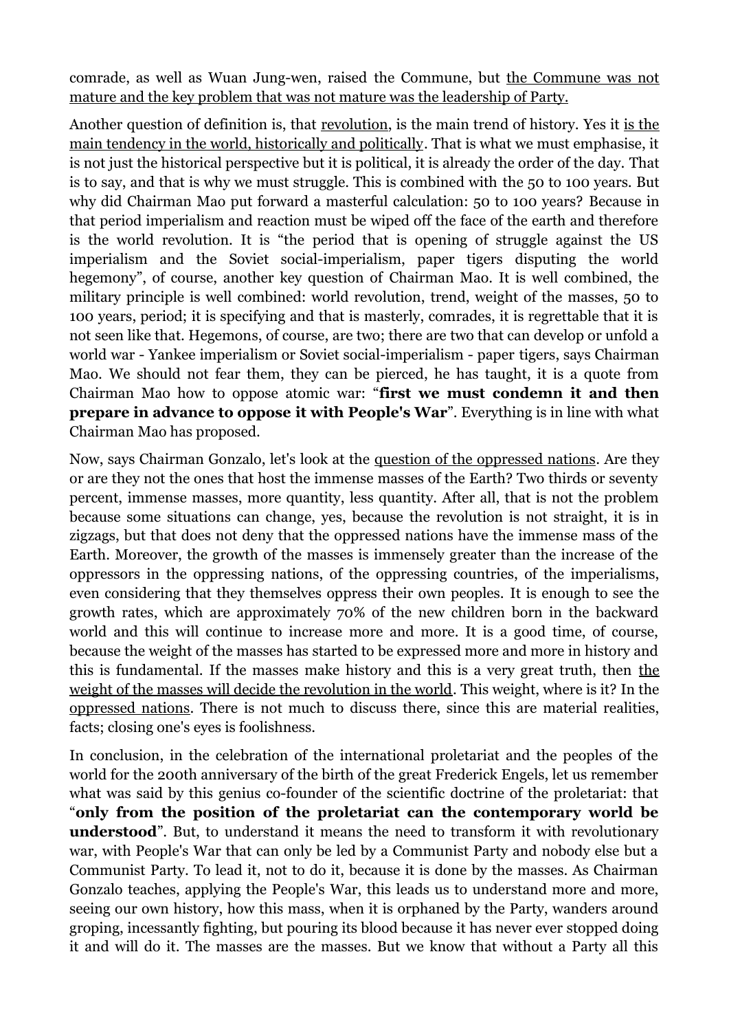comrade, as well as Wuan Jung-wen, raised the Commune, but the Commune was not mature and the key problem that was not mature was the leadership of Party.

Another question of definition is, that revolution, is the main trend of history. Yes it is the main tendency in the world, historically and politically. That is what we must emphasise, it is not just the historical perspective but it is political, it is already the order of the day. That is to say, and that is why we must struggle. This is combined with the 50 to 100 years. But why did Chairman Mao put forward a masterful calculation: 50 to 100 years? Because in that period imperialism and reaction must be wiped off the face of the earth and therefore is the world revolution. It is "the period that is opening of struggle against the US imperialism and the Soviet social-imperialism, paper tigers disputing the world hegemony", of course, another key question of Chairman Mao. It is well combined, the military principle is well combined: world revolution, trend, weight of the masses, 50 to 100 years, period; it is specifying and that is masterly, comrades, it is regrettable that it is not seen like that. Hegemons, of course, are two; there are two that can develop or unfold a world war - Yankee imperialism or Soviet social-imperialism - paper tigers, says Chairman Mao. We should not fear them, they can be pierced, he has taught, it is a quote from Chairman Mao how to oppose atomic war: "**first we must condemn it and then prepare in advance to oppose it with People's War**". Everything is in line with what Chairman Mao has proposed.

Now, says Chairman Gonzalo, let's look at the question of the oppressed nations. Are they or are they not the ones that host the immense masses of the Earth? Two thirds or seventy percent, immense masses, more quantity, less quantity. After all, that is not the problem because some situations can change, yes, because the revolution is not straight, it is in zigzags, but that does not deny that the oppressed nations have the immense mass of the Earth. Moreover, the growth of the masses is immensely greater than the increase of the oppressors in the oppressing nations, of the oppressing countries, of the imperialisms, even considering that they themselves oppress their own peoples. It is enough to see the growth rates, which are approximately 70% of the new children born in the backward world and this will continue to increase more and more. It is a good time, of course, because the weight of the masses has started to be expressed more and more in history and this is fundamental. If the masses make history and this is a very great truth, then the weight of the masses will decide the revolution in the world. This weight, where is it? In the oppressed nations. There is not much to discuss there, since this are material realities, facts; closing one's eyes is foolishness.

In conclusion, in the celebration of the international proletariat and the peoples of the world for the 200th anniversary of the birth of the great Frederick Engels, let us remember what was said by this genius co-founder of the scientific doctrine of the proletariat: that "**only from the position of the proletariat can the contemporary world be understood**". But, to understand it means the need to transform it with revolutionary war, with People's War that can only be led by a Communist Party and nobody else but a Communist Party. To lead it, not to do it, because it is done by the masses. As Chairman Gonzalo teaches, applying the People's War, this leads us to understand more and more, seeing our own history, how this mass, when it is orphaned by the Party, wanders around groping, incessantly fighting, but pouring its blood because it has never ever stopped doing it and will do it. The masses are the masses. But we know that without a Party all this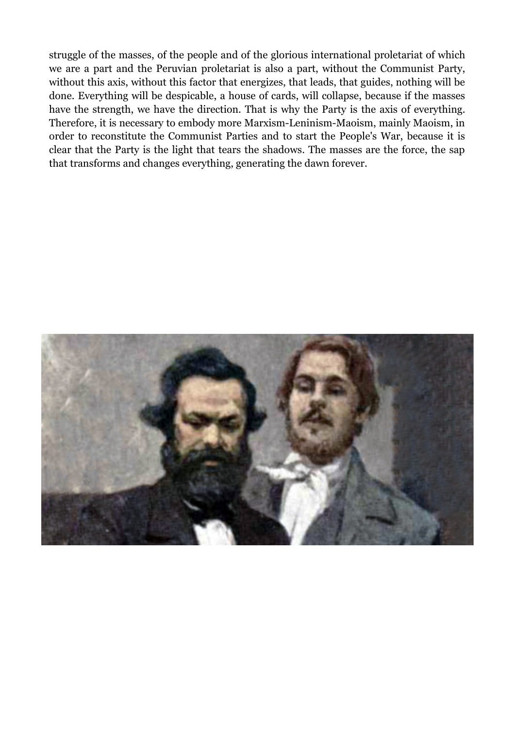struggle of the masses, of the people and of the glorious international proletariat of which we are a part and the Peruvian proletariat is also a part, without the Communist Party, without this axis, without this factor that energizes, that leads, that guides, nothing will be done. Everything will be despicable, a house of cards, will collapse, because if the masses have the strength, we have the direction. That is why the Party is the axis of everything. Therefore, it is necessary to embody more Marxism-Leninism-Maoism, mainly Maoism, in order to reconstitute the Communist Parties and to start the People's War, because it is clear that the Party is the light that tears the shadows. The masses are the force, the sap that transforms and changes everything, generating the dawn forever.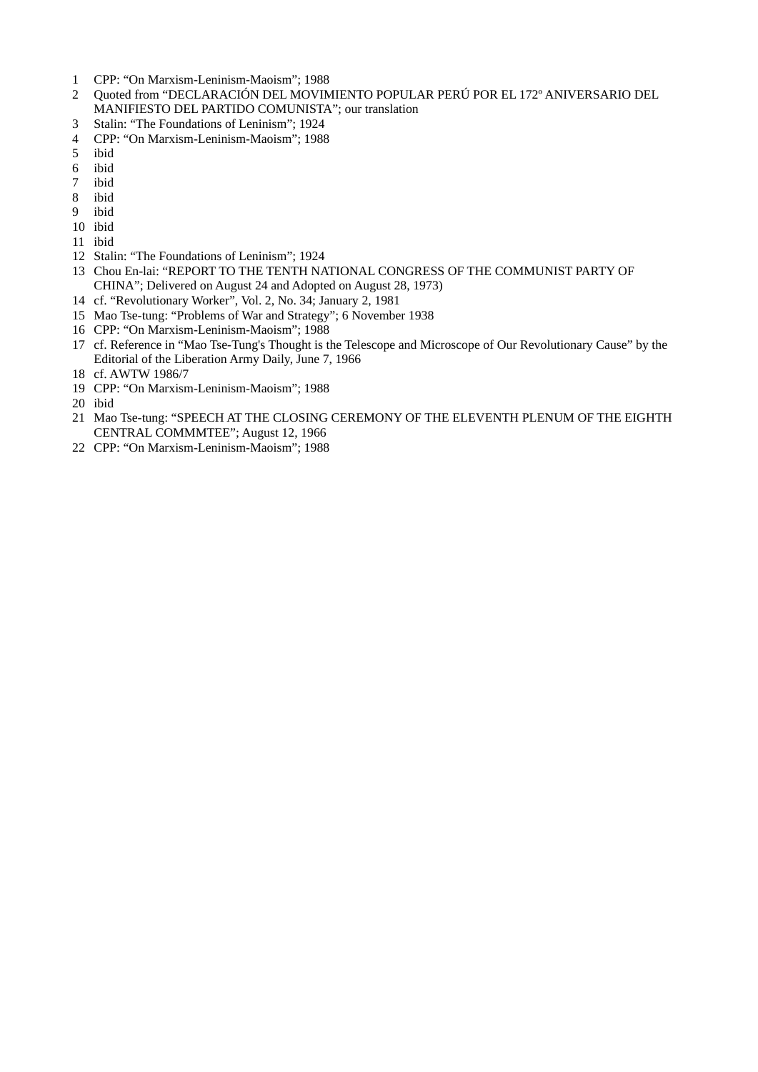1. CPP: “On Marxism-Leninism-Maoism”; 1988
2. Quoted from “DECLARACIÓN DEL MOVIMIENTO POPULAR PERÚ POR EL 172º ANIVERSARIO DEL MANIFIESTO DEL PARTIDO COMUNISTA”; our translation
3. Stalin: “The Foundations of Leninism”; 1924
4. CPP: “On Marxism-Leninism-Maoism”; 1988
5. ibid
6. ibid
7. ibid
8. ibid
9. ibid
10. ibid
11. ibid
12. Stalin: “The Foundations of Leninism”; 1924
13. Chou En-lai: “REPORT TO THE TENTH NATIONAL CONGRESS OF THE COMMUNIST PARTY OF CHINA”; Delivered on August 24 and Adopted on August 28, 1973)
14. cf. “Revolutionary Worker”, Vol. 2, No. 34; January 2, 1981
15. Mao Tse-tung: “Problems of War and Strategy”; 6 November 1938
16. CPP: “On Marxism-Leninism-Maoism”; 1988
17. cf. Reference in “Mao Tse-Tung's Thought is the Telescope and Microscope of Our Revolutionary Cause” by the Editorial of the Liberation Army Daily, June 7, 1966
18. cf. AWTW 1986/7
19. CPP: “On Marxism-Leninism-Maoism”; 1988
20. ibid
21. Mao Tse-tung: “SPEECH AT THE CLOSING CEREMONY OF THE ELEVENTH PLENUM OF THE EIGHTH CENTRAL COMMMTEE”; August 12, 1966
22. CPP: “On Marxism-Leninism-Maoism”; 1988